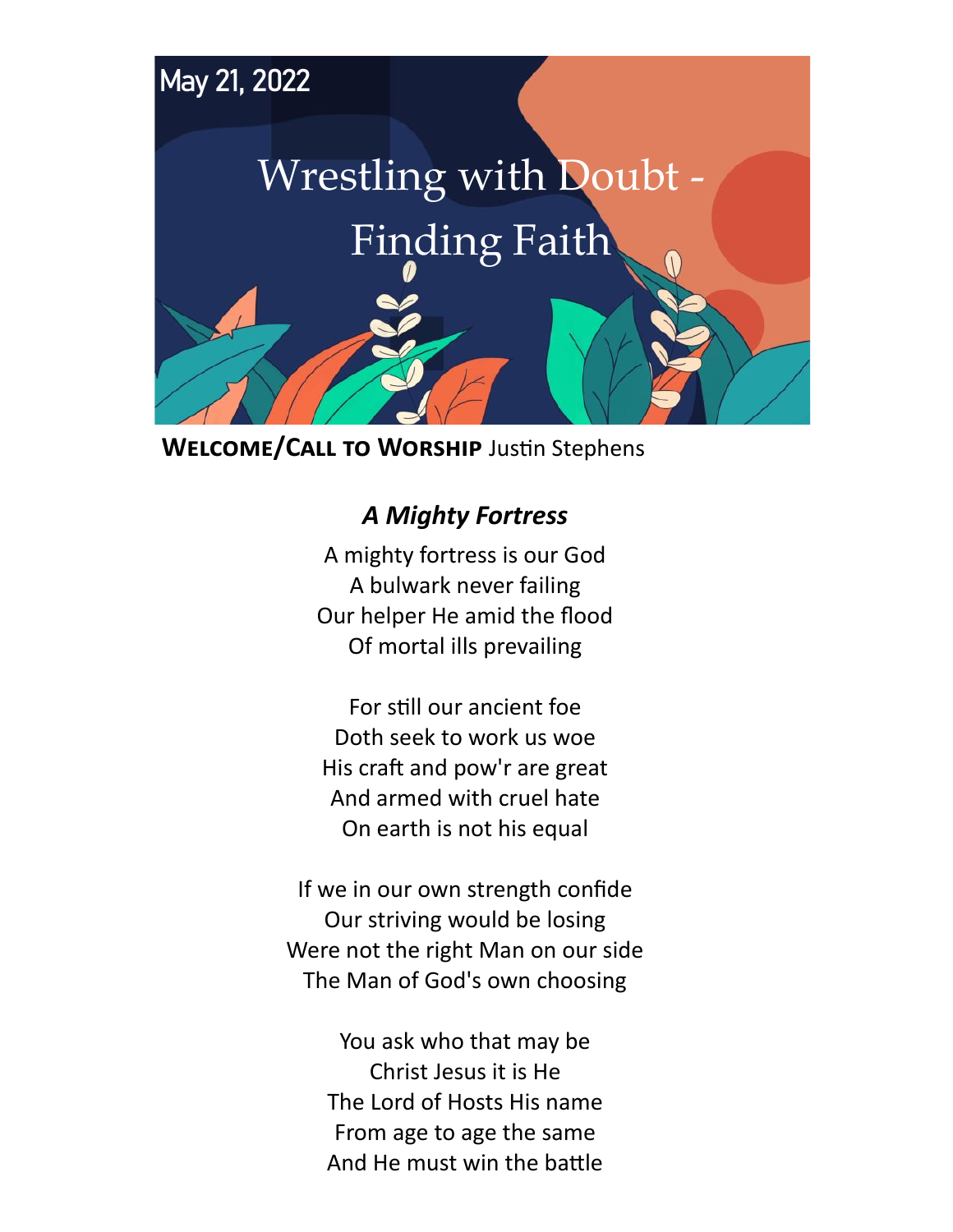May 21, 2022

# Wrestling with Doubt - Finding Faith

**WELCOME/CALL TO WORSHIP** Justin Stephens

***A Mighty Fortress***

A mighty fortress is our God
A bulwark never failing
Our helper He amid the flood
Of mortal ills prevailing

For still our ancient foe
Doth seek to work us woe
His craft and pow'r are great
And armed with cruel hate
On earth is not his equal

If we in our own strength confide
Our striving would be losing
Were not the right Man on our side
The Man of God's own choosing

You ask who that may be
Christ Jesus it is He
The Lord of Hosts His name
From age to age the same
And He must win the battle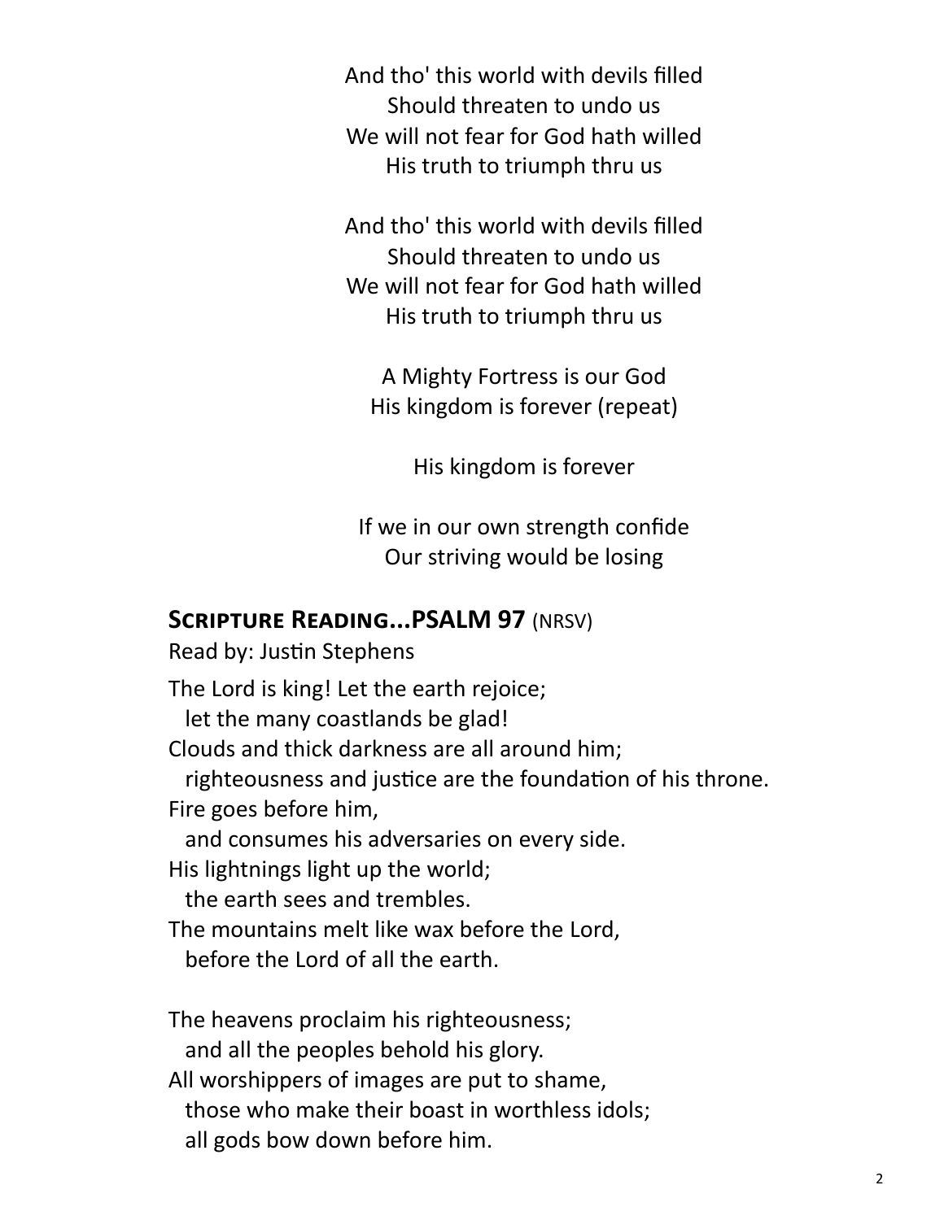And tho' this world with devils filled
Should threaten to undo us
We will not fear for God hath willed
His truth to triumph thru us

And tho' this world with devils filled
Should threaten to undo us
We will not fear for God hath willed
His truth to triumph thru us

A Mighty Fortress is our God
His kingdom is forever (repeat)

His kingdom is forever

If we in our own strength confide
Our striving would be losing

## **Scripture Reading...PSALM 97** (NRSV)

Read by: Justin Stephens

The Lord is king! Let the earth rejoice;
  let the many coastlands be glad!
Clouds and thick darkness are all around him;
  righteousness and justice are the foundation of his throne.
Fire goes before him,
  and consumes his adversaries on every side.
His lightnings light up the world;
  the earth sees and trembles.
The mountains melt like wax before the Lord,
  before the Lord of all the earth.

The heavens proclaim his righteousness;
  and all the peoples behold his glory.
All worshippers of images are put to shame,
  those who make their boast in worthless idols;
  all gods bow down before him.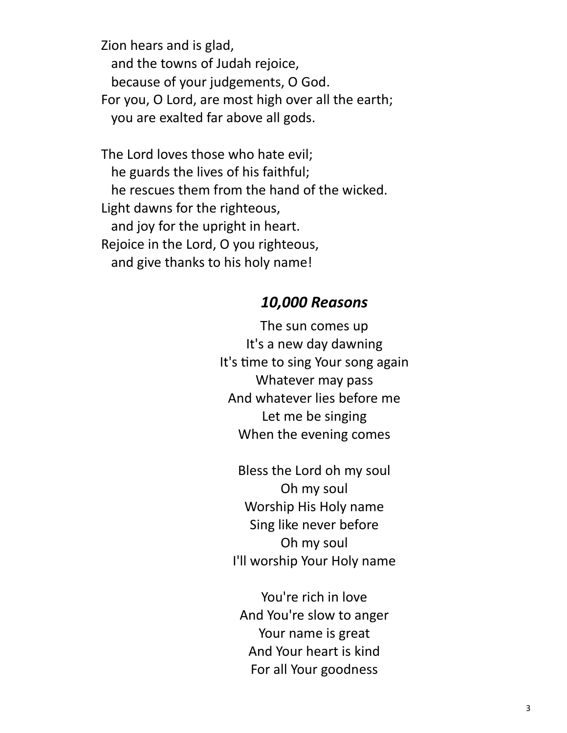Zion hears and is glad,  
  and the towns of Judah rejoice,  
  because of your judgements, O God.  
For you, O Lord, are most high over all the earth;  
  you are exalted far above all gods.

The Lord loves those who hate evil;  
  he guards the lives of his faithful;  
  he rescues them from the hand of the wicked.  
Light dawns for the righteous,  
  and joy for the upright in heart.  
Rejoice in the Lord, O you righteous,  
  and give thanks to his holy name!

### *10,000 Reasons*

The sun comes up  
It's a new day dawning  
It's time to sing Your song again  
Whatever may pass  
And whatever lies before me  
Let me be singing  
When the evening comes

Bless the Lord oh my soul  
Oh my soul  
Worship His Holy name  
Sing like never before  
Oh my soul  
I'll worship Your Holy name

You're rich in love  
And You're slow to anger  
Your name is great  
And Your heart is kind  
For all Your goodness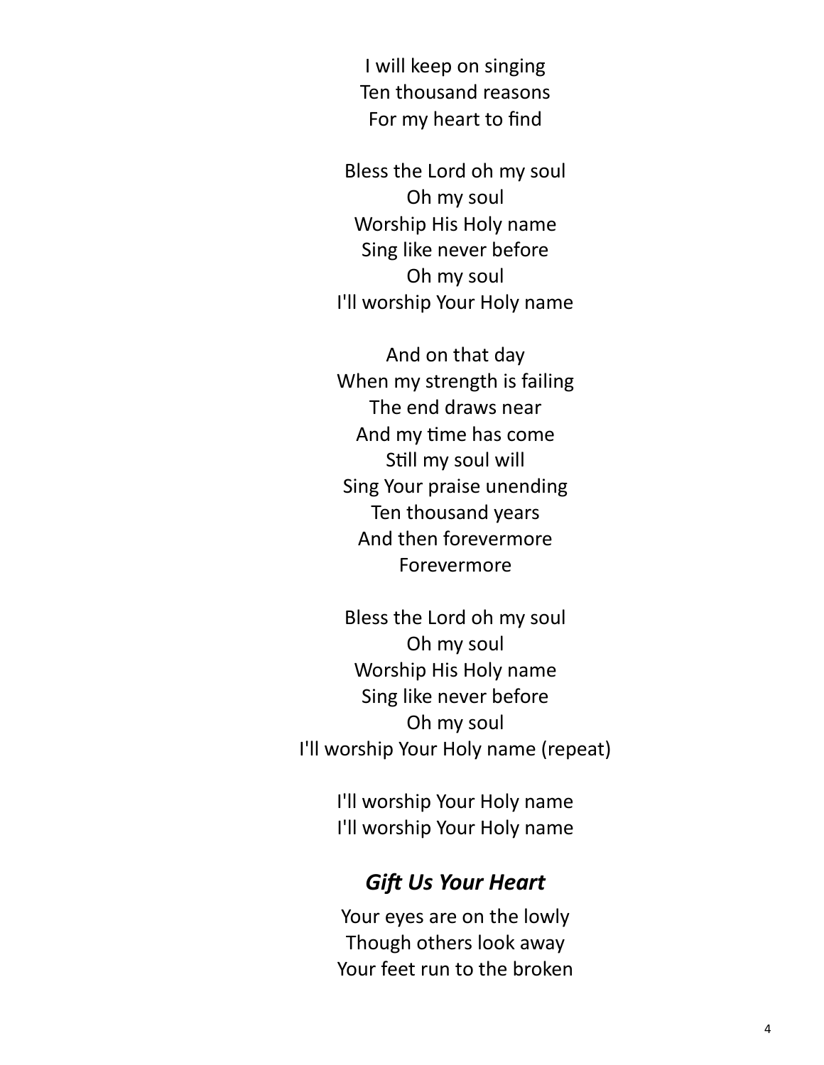I will keep on singing
Ten thousand reasons
For my heart to find

Bless the Lord oh my soul
Oh my soul
Worship His Holy name
Sing like never before
Oh my soul
I'll worship Your Holy name

And on that day
When my strength is failing
The end draws near
And my time has come
Still my soul will
Sing Your praise unending
Ten thousand years
And then forevermore
Forevermore

Bless the Lord oh my soul
Oh my soul
Worship His Holy name
Sing like never before
Oh my soul
I'll worship Your Holy name (repeat)

I'll worship Your Holy name
I'll worship Your Holy name

### *Gift Us Your Heart*

Your eyes are on the lowly
Though others look away
Your feet run to the broken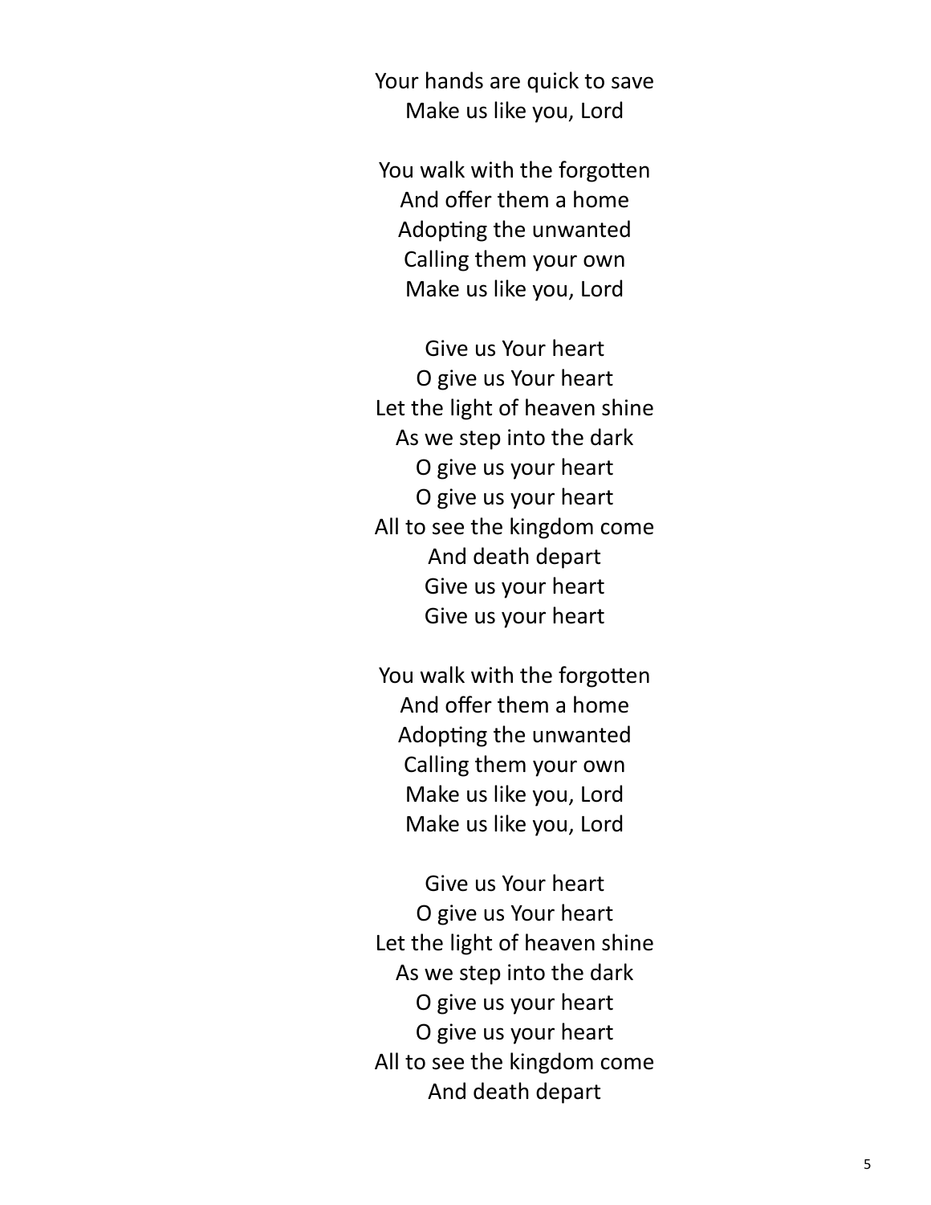Your hands are quick to save  
Make us like you, Lord

You walk with the forgotten  
And offer them a home  
Adopting the unwanted  
Calling them your own  
Make us like you, Lord

Give us Your heart  
O give us Your heart  
Let the light of heaven shine  
As we step into the dark  
O give us your heart  
O give us your heart  
All to see the kingdom come  
And death depart  
Give us your heart  
Give us your heart

You walk with the forgotten  
And offer them a home  
Adopting the unwanted  
Calling them your own  
Make us like you, Lord  
Make us like you, Lord

Give us Your heart  
O give us Your heart  
Let the light of heaven shine  
As we step into the dark  
O give us your heart  
O give us your heart  
All to see the kingdom come  
And death depart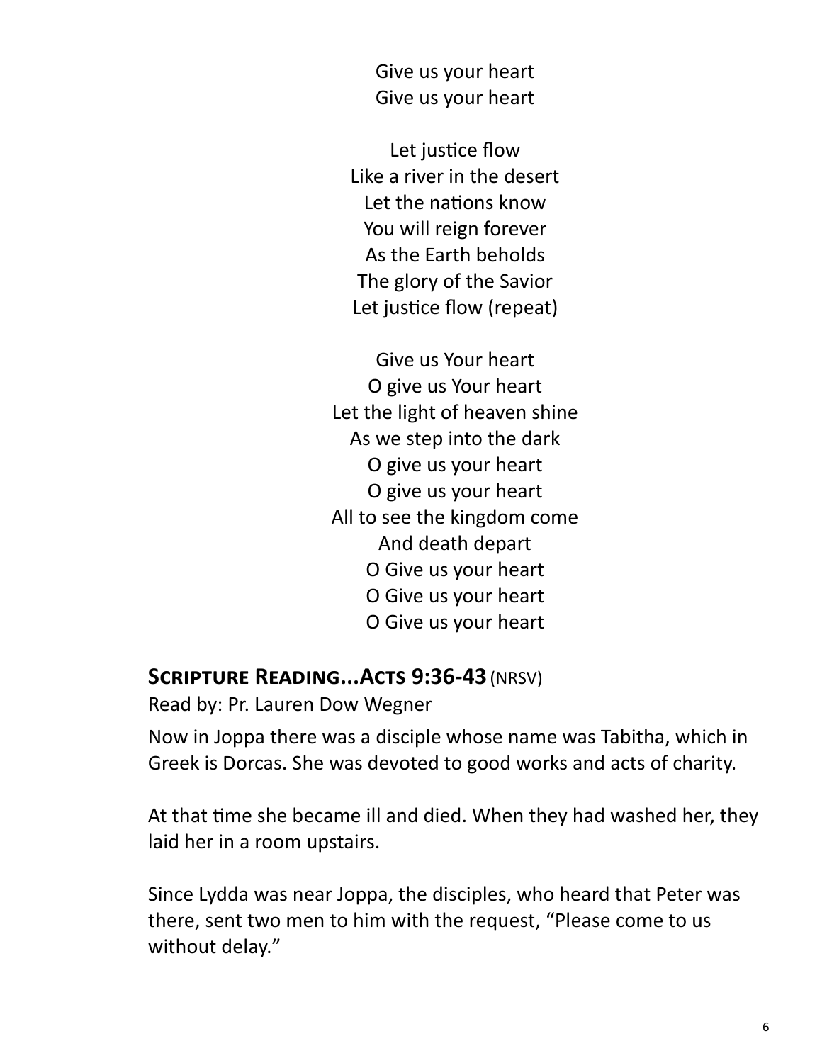Give us your heart
Give us your heart

Let justice flow
Like a river in the desert
Let the nations know
You will reign forever
As the Earth beholds
The glory of the Savior
Let justice flow (repeat)

Give us Your heart
O give us Your heart
Let the light of heaven shine
As we step into the dark
O give us your heart
O give us your heart
All to see the kingdom come
And death depart
O Give us your heart
O Give us your heart
O Give us your heart

## **Scripture Reading...Acts 9:36-43** (NRSV)

Read by: Pr. Lauren Dow Wegner

Now in Joppa there was a disciple whose name was Tabitha, which in Greek is Dorcas. She was devoted to good works and acts of charity.

At that time she became ill and died. When they had washed her, they laid her in a room upstairs.

Since Lydda was near Joppa, the disciples, who heard that Peter was there, sent two men to him with the request, "Please come to us without delay."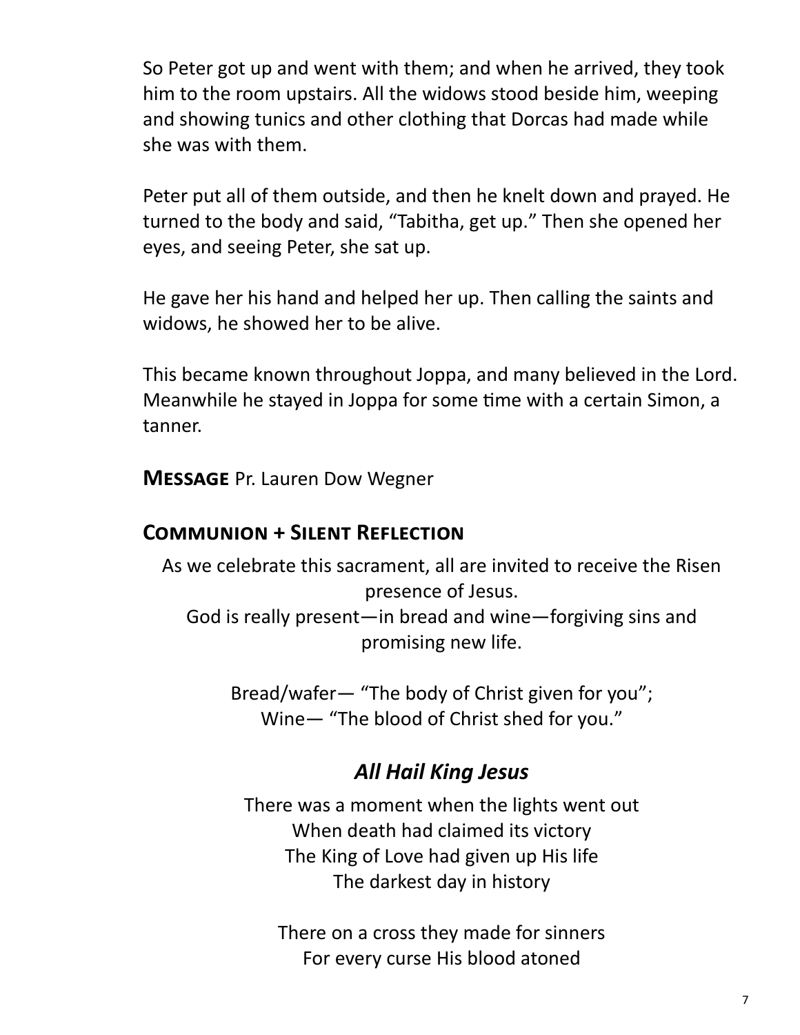So Peter got up and went with them; and when he arrived, they took him to the room upstairs. All the widows stood beside him, weeping and showing tunics and other clothing that Dorcas had made while she was with them.

Peter put all of them outside, and then he knelt down and prayed. He turned to the body and said, "Tabitha, get up." Then she opened her eyes, and seeing Peter, she sat up.

He gave her his hand and helped her up. Then calling the saints and widows, he showed her to be alive.

This became known throughout Joppa, and many believed in the Lord. Meanwhile he stayed in Joppa for some time with a certain Simon, a tanner.

**Message** Pr. Lauren Dow Wegner

## Communion + Silent Reflection

As we celebrate this sacrament, all are invited to receive the Risen presence of Jesus.
God is really present—in bread and wine—forgiving sins and promising new life.

Bread/wafer— "The body of Christ given for you";
Wine— "The blood of Christ shed for you."

### *All Hail King Jesus*

There was a moment when the lights went out
When death had claimed its victory
The King of Love had given up His life
The darkest day in history

There on a cross they made for sinners
For every curse His blood atoned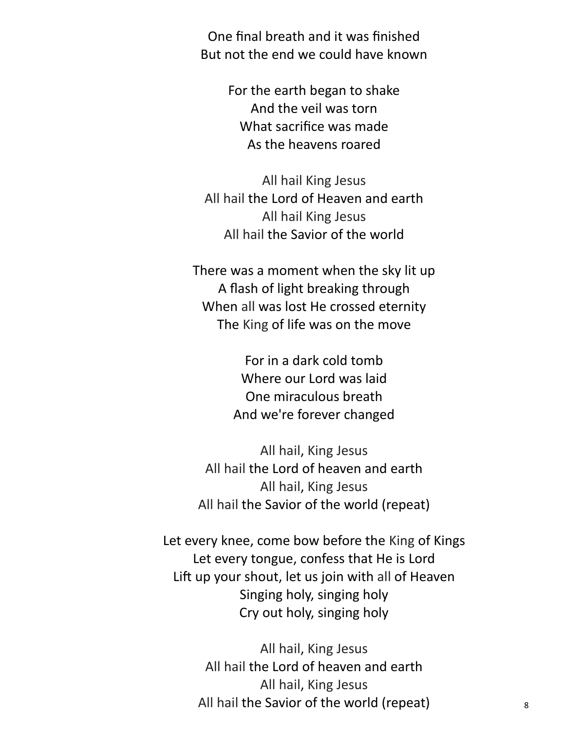One final breath and it was finished
But not the end we could have known

For the earth began to shake
And the veil was torn
What sacrifice was made
As the heavens roared

All hail King Jesus
All hail the Lord of Heaven and earth
All hail King Jesus
All hail the Savior of the world

There was a moment when the sky lit up
A flash of light breaking through
When all was lost He crossed eternity
The King of life was on the move

For in a dark cold tomb
Where our Lord was laid
One miraculous breath
And we're forever changed

All hail, King Jesus
All hail the Lord of heaven and earth
All hail, King Jesus
All hail the Savior of the world (repeat)

Let every knee, come bow before the King of Kings
Let every tongue, confess that He is Lord
Lift up your shout, let us join with all of Heaven
Singing holy, singing holy
Cry out holy, singing holy

All hail, King Jesus
All hail the Lord of heaven and earth
All hail, King Jesus
All hail the Savior of the world (repeat)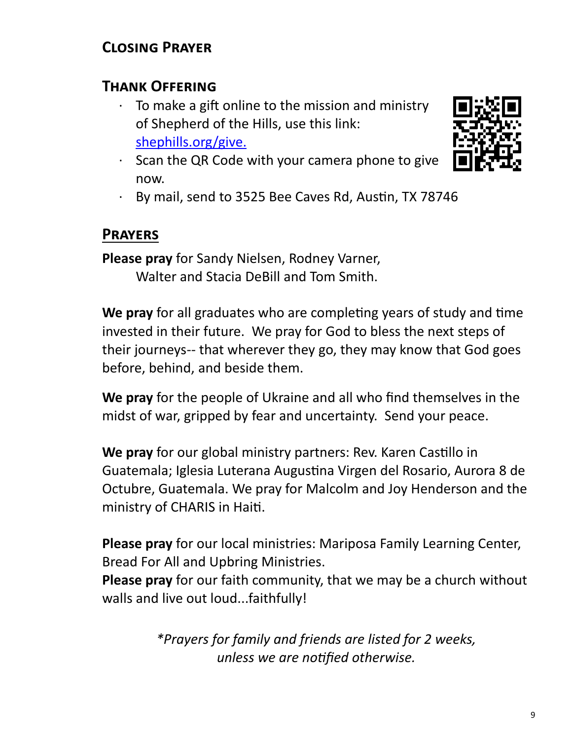## Closing Prayer

## Thank Offering

- To make a gift online to the mission and ministry of Shepherd of the Hills, use this link: [shephills.org/give.](https://shephills.org/give)
- Scan the QR Code with your camera phone to give now.
- By mail, send to 3525 Bee Caves Rd, Austin, TX 78746

## Prayers

**Please pray** for Sandy Nielsen, Rodney Varner,
Walter and Stacia DeBill and Tom Smith.

**We pray** for all graduates who are completing years of study and time invested in their future. We pray for God to bless the next steps of their journeys-- that wherever they go, they may know that God goes before, behind, and beside them.

**We pray** for the people of Ukraine and all who find themselves in the midst of war, gripped by fear and uncertainty. Send your peace.

**We pray** for our global ministry partners: Rev. Karen Castillo in Guatemala; Iglesia Luterana Augustina Virgen del Rosario, Aurora 8 de Octubre, Guatemala. We pray for Malcolm and Joy Henderson and the ministry of CHARIS in Haiti.

**Please pray** for our local ministries: Mariposa Family Learning Center, Bread For All and Upbring Ministries.
**Please pray** for our faith community, that we may be a church without walls and live out loud...faithfully!

*\*Prayers for family and friends are listed for 2 weeks, unless we are notified otherwise.*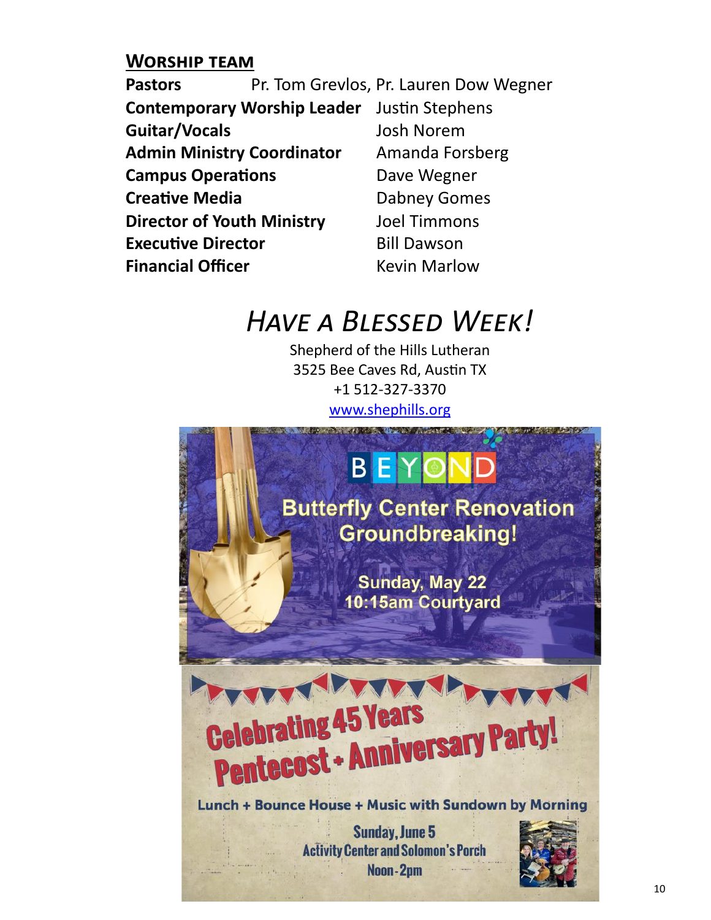## Worship team

| | |
|---|---|
| **Pastors** | Pr. Tom Grevlos, Pr. Lauren Dow Wegner |
| **Contemporary Worship Leader** | Justin Stephens |
| **Guitar/Vocals** | Josh Norem |
| **Admin Ministry Coordinator** | Amanda Forsberg |
| **Campus Operations** | Dave Wegner |
| **Creative Media** | Dabney Gomes |
| **Director of Youth Ministry** | Joel Timmons |
| **Executive Director** | Bill Dawson |
| **Financial Officer** | Kevin Marlow |

# *Have a Blessed Week!*

Shepherd of the Hills Lutheran
3525 Bee Caves Rd, Austin TX
+1 512-327-3370
[www.shephills.org](http://www.shephills.org)

BEYOND

**Butterfly Center Renovation Groundbreaking!**

**Sunday, May 22**
**10:15am Courtyard**

**Celebrating 45 Years**
**Pentecost + Anniversary Party!**

**Lunch + Bounce House + Music with Sundown by Morning**

**Sunday, June 5**
**Activity Center and Solomon's Porch**
**Noon - 2pm**